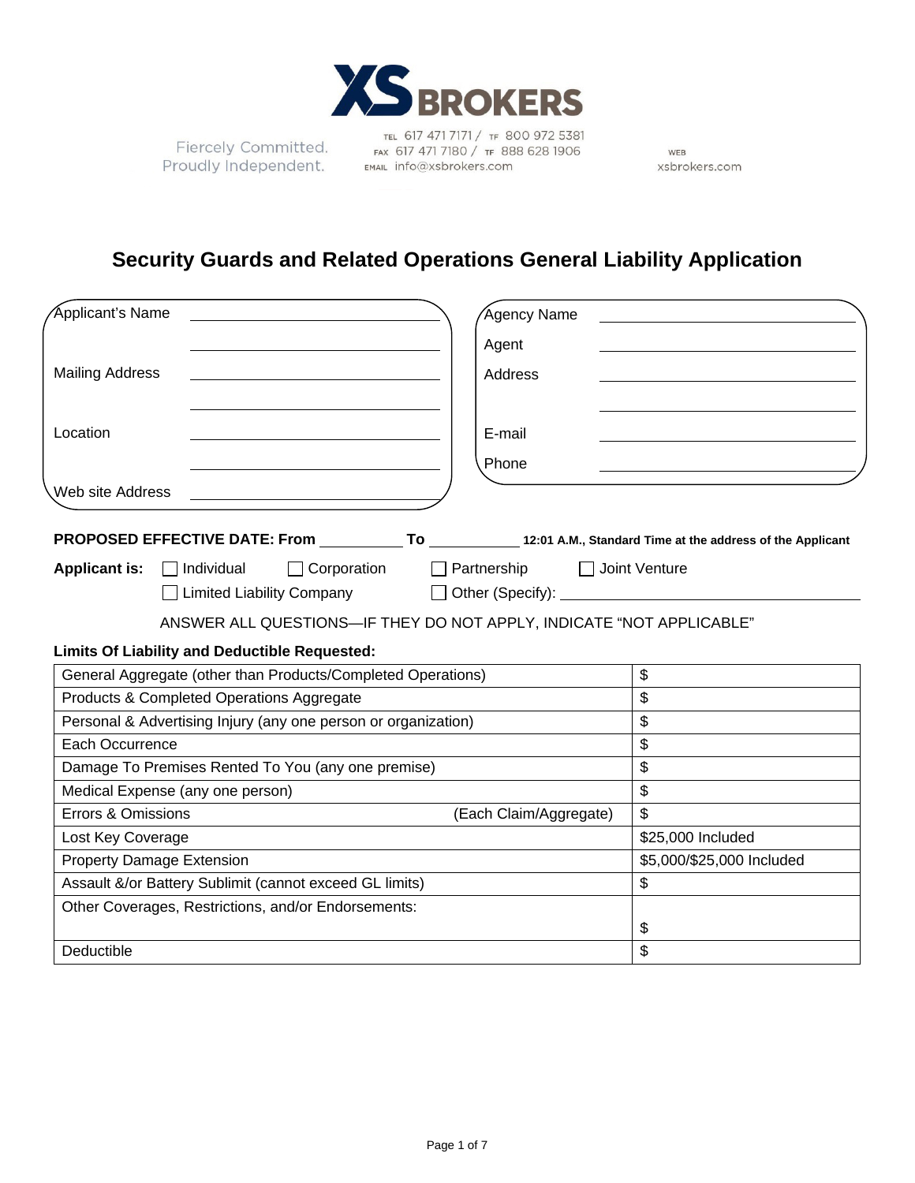XS BROKERS

Fiercely Committed. Proudly Independent.

TEL 617 471 7171 / TF 800 972 5381
FAX 617 471 7180 / TF 888 628 1906
EMAIL info@xsbrokers.com

WEB xsbrokers.com

# Security Guards and Related Operations General Liability Application

Applicant's Name ______________________________
______________________________

Mailing Address ______________________________
______________________________

Location ______________________________
______________________________

Web site Address ______________________________

Agency Name ______________________________

Agent ______________________________

Address ______________________________
______________________________

E-mail ______________________________

Phone ______________________________

**PROPOSED EFFECTIVE DATE: From** __________ **To** __________ **12:01 A.M., Standard Time at the address of the Applicant**

**Applicant is:** ☐ Individual ☐ Corporation ☐ Partnership ☐ Joint Venture ☐ Limited Liability Company ☐ Other (Specify): ______________________________

ANSWER ALL QUESTIONS—IF THEY DO NOT APPLY, INDICATE "NOT APPLICABLE"

**Limits Of Liability and Deductible Requested:**

| Coverage | Limit |
|---|---|
| General Aggregate (other than Products/Completed Operations) | $ |
| Products & Completed Operations Aggregate | $ |
| Personal & Advertising Injury (any one person or organization) | $ |
| Each Occurrence | $ |
| Damage To Premises Rented To You (any one premise) | $ |
| Medical Expense (any one person) | $ |
| Errors & Omissions (Each Claim/Aggregate) | $ |
| Lost Key Coverage | $25,000 Included |
| Property Damage Extension | $5,000/$25,000 Included |
| Assault &/or Battery Sublimit (cannot exceed GL limits) | $ |
| Other Coverages, Restrictions, and/or Endorsements: | $ |
| Deductible | $ |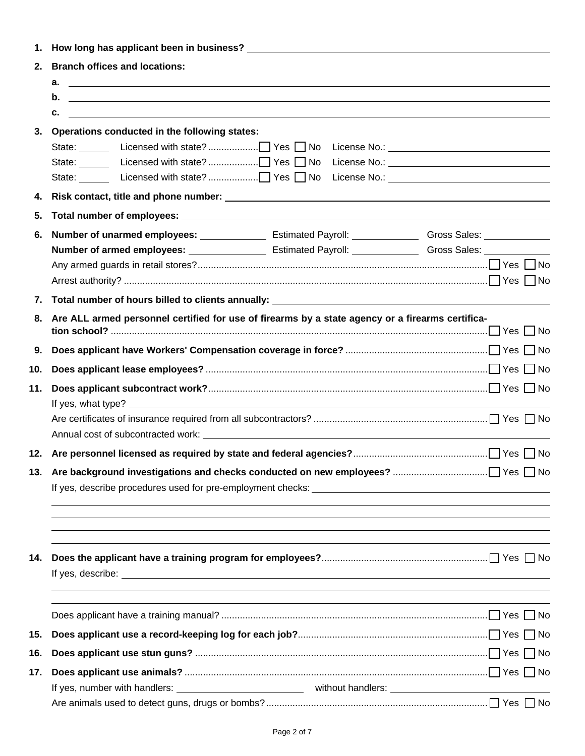1. **How long has applicant been in business?** \_\_\_\_\_\_\_\_\_\_\_\_\_\_\_\_\_\_\_\_

2. **Branch offices and locations:**
   - **a.** \_\_\_\_\_\_\_\_\_\_\_\_\_\_\_\_\_\_\_\_
   - **b.** \_\_\_\_\_\_\_\_\_\_\_\_\_\_\_\_\_\_\_\_
   - **c.** \_\_\_\_\_\_\_\_\_\_\_\_\_\_\_\_\_\_\_\_

3. **Operations conducted in the following states:**

   State: \_\_\_\_\_\_ Licensed with state? ☐ Yes ☐ No License No.: \_\_\_\_\_\_\_\_\_\_\_\_\_\_\_\_\_\_\_\_

   State: \_\_\_\_\_\_ Licensed with state? ☐ Yes ☐ No License No.: \_\_\_\_\_\_\_\_\_\_\_\_\_\_\_\_\_\_\_\_

   State: \_\_\_\_\_\_ Licensed with state? ☐ Yes ☐ No License No.: \_\_\_\_\_\_\_\_\_\_\_\_\_\_\_\_\_\_\_\_

4. **Risk contact, title and phone number:** \_\_\_\_\_\_\_\_\_\_\_\_\_\_\_\_\_\_\_\_

5. **Total number of employees:** \_\_\_\_\_\_\_\_\_\_\_\_\_\_\_\_\_\_\_\_

6. **Number of unarmed employees:** \_\_\_\_\_\_\_\_\_\_ Estimated Payroll: \_\_\_\_\_\_\_\_\_\_ Gross Sales: \_\_\_\_\_\_\_\_\_\_

   **Number of armed employees:** \_\_\_\_\_\_\_\_\_\_ Estimated Payroll: \_\_\_\_\_\_\_\_\_\_ Gross Sales: \_\_\_\_\_\_\_\_\_\_

   Any armed guards in retail stores? ☐ Yes ☐ No

   Arrest authority? ☐ Yes ☐ No

7. **Total number of hours billed to clients annually:** \_\_\_\_\_\_\_\_\_\_\_\_\_\_\_\_\_\_\_\_

8. **Are ALL armed personnel certified for use of firearms by a state agency or a firearms certification school?** ☐ Yes ☐ No

9. **Does applicant have Workers' Compensation coverage in force?** ☐ Yes ☐ No

10. **Does applicant lease employees?** ☐ Yes ☐ No

11. **Does applicant subcontract work?** ☐ Yes ☐ No

    If yes, what type? \_\_\_\_\_\_\_\_\_\_\_\_\_\_\_\_\_\_\_\_

    Are certificates of insurance required from all subcontractors? ☐ Yes ☐ No

    Annual cost of subcontracted work: \_\_\_\_\_\_\_\_\_\_\_\_\_\_\_\_\_\_\_\_

12. **Are personnel licensed as required by state and federal agencies?** ☐ Yes ☐ No

13. **Are background investigations and checks conducted on new employees?** ☐ Yes ☐ No

    If yes, describe procedures used for pre-employment checks: \_\_\_\_\_\_\_\_\_\_\_\_\_\_\_\_\_\_\_\_

14. **Does the applicant have a training program for employees?** ☐ Yes ☐ No

    If yes, describe: \_\_\_\_\_\_\_\_\_\_\_\_\_\_\_\_\_\_\_\_

    Does applicant have a training manual? ☐ Yes ☐ No

15. **Does applicant use a record-keeping log for each job?** ☐ Yes ☐ No

16. **Does applicant use stun guns?** ☐ Yes ☐ No

17. **Does applicant use animals?** ☐ Yes ☐ No

    If yes, number with handlers: \_\_\_\_\_\_\_\_\_\_ without handlers: \_\_\_\_\_\_\_\_\_\_

    Are animals used to detect guns, drugs or bombs? ☐ Yes ☐ No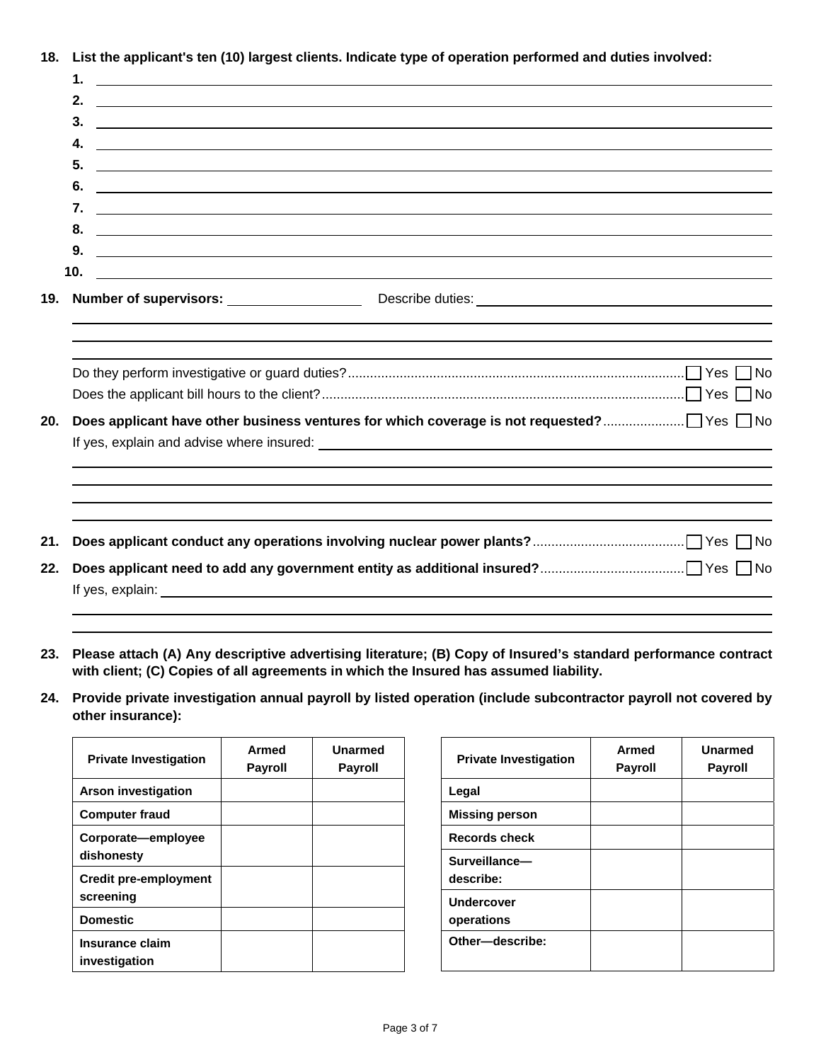**18. List the applicant's ten (10) largest clients. Indicate type of operation performed and duties involved:**

1. ______________________________
2. ______________________________
3. ______________________________
4. ______________________________
5. ______________________________
6. ______________________________
7. ______________________________
8. ______________________________
9. ______________________________
10. ______________________________

**19. Number of supervisors:** ______________ Describe duties: ______________________________

______________________________

______________________________

______________________________

Do they perform investigative or guard duties? ☐ Yes ☐ No

Does the applicant bill hours to the client? ☐ Yes ☐ No

**20. Does applicant have other business ventures for which coverage is not requested?** ☐ Yes ☐ No

If yes, explain and advise where insured: ______________________________

______________________________

______________________________

______________________________

______________________________

**21. Does applicant conduct any operations involving nuclear power plants?** ☐ Yes ☐ No

**22. Does applicant need to add any government entity as additional insured?** ☐ Yes ☐ No

If yes, explain: ______________________________

______________________________

______________________________

**23. Please attach (A) Any descriptive advertising literature; (B) Copy of Insured's standard performance contract with client; (C) Copies of all agreements in which the Insured has assumed liability.**

**24. Provide private investigation annual payroll by listed operation (include subcontractor payroll not covered by other insurance):**

| Private Investigation | Armed Payroll | Unarmed Payroll |
|---|---|---|
| Arson investigation | | |
| Computer fraud | | |
| Corporate—employee dishonesty | | |
| Credit pre-employment screening | | |
| Domestic | | |
| Insurance claim investigation | | |

| Private Investigation | Armed Payroll | Unarmed Payroll |
|---|---|---|
| Legal | | |
| Missing person | | |
| Records check | | |
| Surveillance—describe: | | |
| Undercover operations | | |
| Other—describe: | | |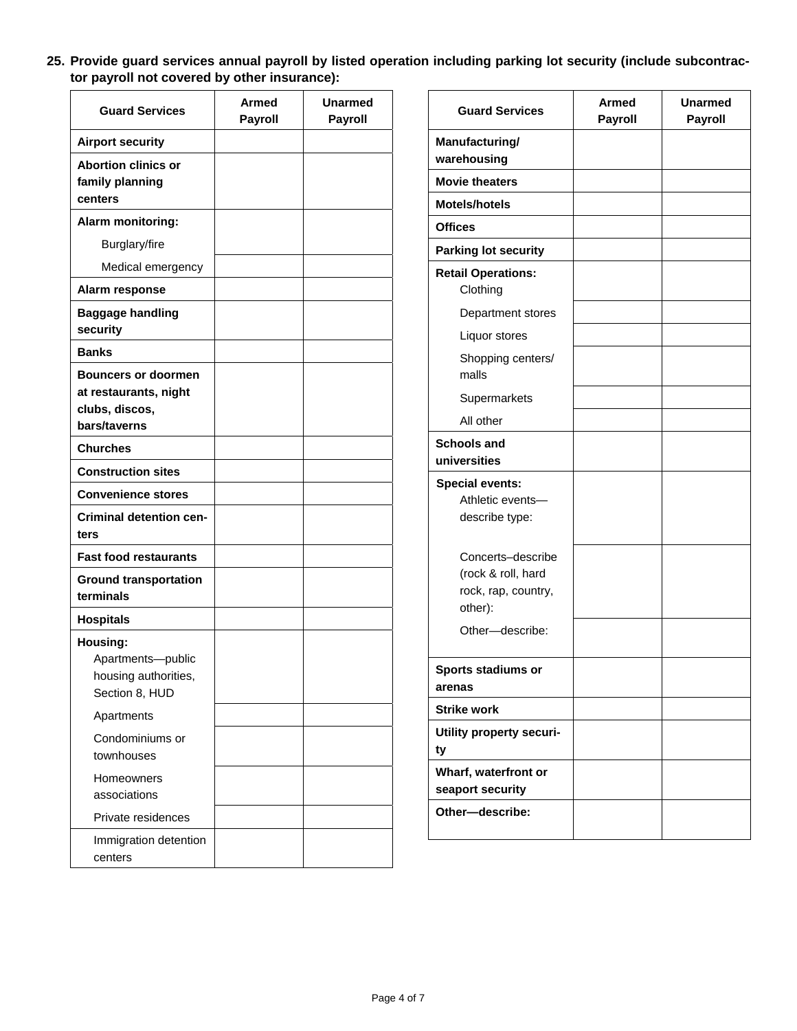**25. Provide guard services annual payroll by listed operation including parking lot security (include subcontractor payroll not covered by other insurance):**

| Guard Services | Armed Payroll | Unarmed Payroll |
|---|---|---|
| **Airport security** | | |
| **Abortion clinics or family planning centers** | | |
| **Alarm monitoring:** Burglary/fire | | |
| Medical emergency | | |
| **Alarm response** | | |
| **Baggage handling security** | | |
| **Banks** | | |
| **Bouncers or doormen at restaurants, night clubs, discos, bars/taverns** | | |
| **Churches** | | |
| **Construction sites** | | |
| **Convenience stores** | | |
| **Criminal detention centers** | | |
| **Fast food restaurants** | | |
| **Ground transportation terminals** | | |
| **Hospitals** | | |
| **Housing:** Apartments—public housing authorities, Section 8, HUD | | |
| Apartments | | |
| Condominiums or townhouses | | |
| Homeowners associations | | |
| Private residences | | |
| Immigration detention centers | | |

| Guard Services | Armed Payroll | Unarmed Payroll |
|---|---|---|
| **Manufacturing/ warehousing** | | |
| **Movie theaters** | | |
| **Motels/hotels** | | |
| **Offices** | | |
| **Parking lot security** | | |
| **Retail Operations:** Clothing | | |
| Department stores | | |
| Liquor stores | | |
| Shopping centers/ malls | | |
| Supermarkets | | |
| All other | | |
| **Schools and universities** | | |
| **Special events:** Athletic events—describe type: | | |
| Concerts–describe (rock & roll, hard rock, rap, country, other): | | |
| Other—describe: | | |
| **Sports stadiums or arenas** | | |
| **Strike work** | | |
| **Utility property security** | | |
| **Wharf, waterfront or seaport security** | | |
| **Other—describe:** | | |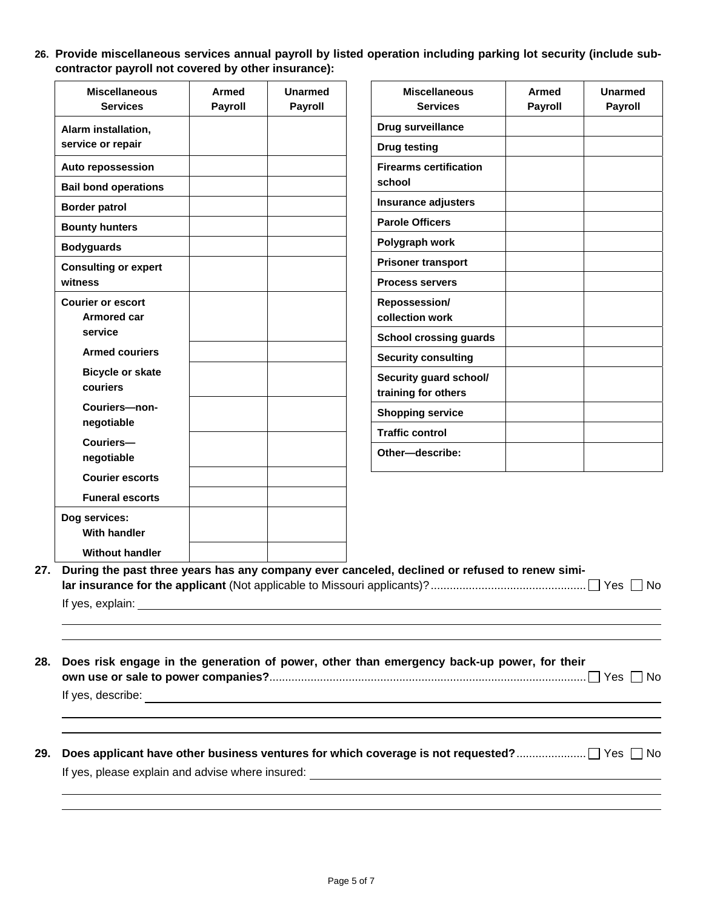**26. Provide miscellaneous services annual payroll by listed operation including parking lot security (include subcontractor payroll not covered by other insurance):**

| Miscellaneous Services | Armed Payroll | Unarmed Payroll |
|---|---|---|
| Alarm installation, service or repair | | |
| Auto repossession | | |
| Bail bond operations | | |
| Border patrol | | |
| Bounty hunters | | |
| Bodyguards | | |
| Consulting or expert witness | | |
| Courier or escort: Armored car service | | |
| Armed couriers | | |
| Bicycle or skate couriers | | |
| Couriers—non-negotiable | | |
| Couriers—negotiable | | |
| Courier escorts | | |
| Funeral escorts | | |
| Dog services: With handler | | |
| Without handler | | |

| Miscellaneous Services | Armed Payroll | Unarmed Payroll |
|---|---|---|
| Drug surveillance | | |
| Drug testing | | |
| Firearms certification school | | |
| Insurance adjusters | | |
| Parole Officers | | |
| Polygraph work | | |
| Prisoner transport | | |
| Process servers | | |
| Repossession/ collection work | | |
| School crossing guards | | |
| Security consulting | | |
| Security guard school/ training for others | | |
| Shopping service | | |
| Traffic control | | |
| Other—describe: | | |

**27. During the past three years has any company ever canceled, declined or refused to renew similar insurance for the applicant** (Not applicable to Missouri applicants)? ☐ Yes ☐ No

If yes, explain: ____________________

**28. Does risk engage in the generation of power, other than emergency back-up power, for their own use or sale to power companies?** ☐ Yes ☐ No

If yes, describe: ____________________

**29. Does applicant have other business ventures for which coverage is not requested?** ☐ Yes ☐ No

If yes, please explain and advise where insured: ____________________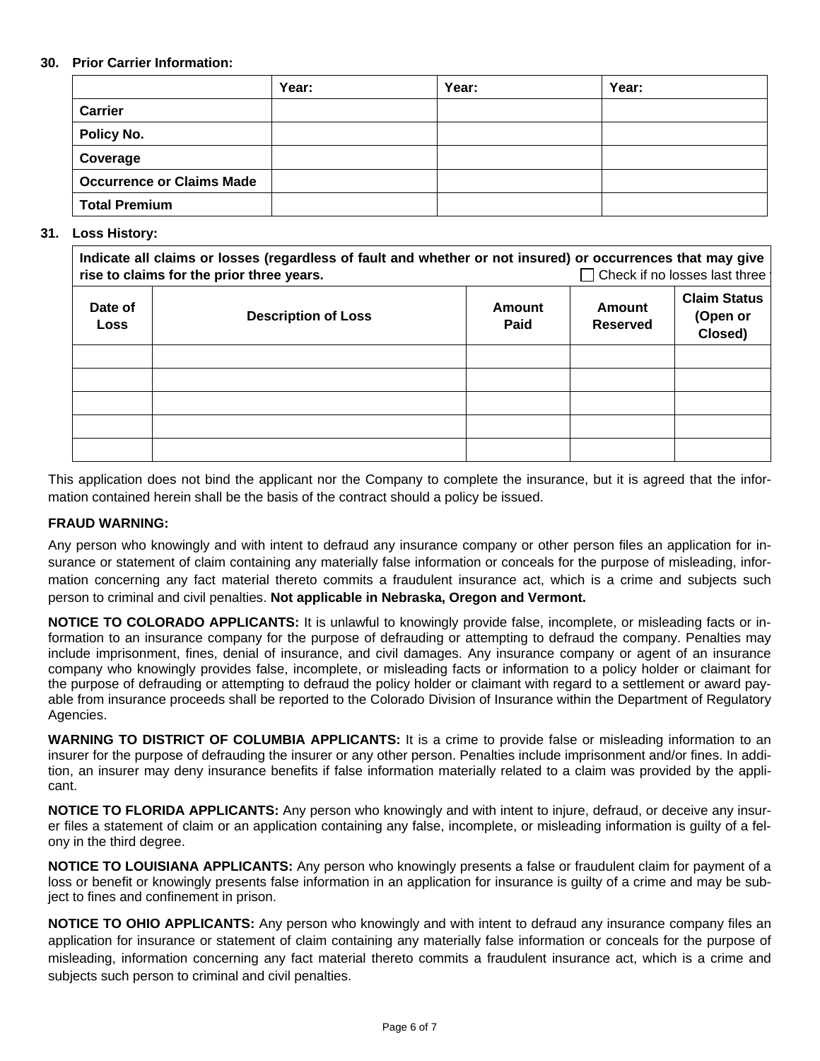**30. Prior Carrier Information:**

| | Year: | Year: | Year: |
|---|---|---|---|
| **Carrier** | | | |
| **Policy No.** | | | |
| **Coverage** | | | |
| **Occurrence or Claims Made** | | | |
| **Total Premium** | | | |

**31. Loss History:**

| **Indicate all claims or losses (regardless of fault and whether or not insured) or occurrences that may give rise to claims for the prior three years.** ☐ Check if no losses last three | | | | |
|---|---|---|---|---|
| **Date of Loss** | **Description of Loss** | **Amount Paid** | **Amount Reserved** | **Claim Status (Open or Closed)** |
| | | | | |
| | | | | |
| | | | | |
| | | | | |
| | | | | |

This application does not bind the applicant nor the Company to complete the insurance, but it is agreed that the information contained herein shall be the basis of the contract should a policy be issued.

**FRAUD WARNING:**

Any person who knowingly and with intent to defraud any insurance company or other person files an application for insurance or statement of claim containing any materially false information or conceals for the purpose of misleading, information concerning any fact material thereto commits a fraudulent insurance act, which is a crime and subjects such person to criminal and civil penalties. **Not applicable in Nebraska, Oregon and Vermont.**

**NOTICE TO COLORADO APPLICANTS:** It is unlawful to knowingly provide false, incomplete, or misleading facts or information to an insurance company for the purpose of defrauding or attempting to defraud the company. Penalties may include imprisonment, fines, denial of insurance, and civil damages. Any insurance company or agent of an insurance company who knowingly provides false, incomplete, or misleading facts or information to a policy holder or claimant for the purpose of defrauding or attempting to defraud the policy holder or claimant with regard to a settlement or award payable from insurance proceeds shall be reported to the Colorado Division of Insurance within the Department of Regulatory Agencies.

**WARNING TO DISTRICT OF COLUMBIA APPLICANTS:** It is a crime to provide false or misleading information to an insurer for the purpose of defrauding the insurer or any other person. Penalties include imprisonment and/or fines. In addition, an insurer may deny insurance benefits if false information materially related to a claim was provided by the applicant.

**NOTICE TO FLORIDA APPLICANTS:** Any person who knowingly and with intent to injure, defraud, or deceive any insurer files a statement of claim or an application containing any false, incomplete, or misleading information is guilty of a felony in the third degree.

**NOTICE TO LOUISIANA APPLICANTS:** Any person who knowingly presents a false or fraudulent claim for payment of a loss or benefit or knowingly presents false information in an application for insurance is guilty of a crime and may be subject to fines and confinement in prison.

**NOTICE TO OHIO APPLICANTS:** Any person who knowingly and with intent to defraud any insurance company files an application for insurance or statement of claim containing any materially false information or conceals for the purpose of misleading, information concerning any fact material thereto commits a fraudulent insurance act, which is a crime and subjects such person to criminal and civil penalties.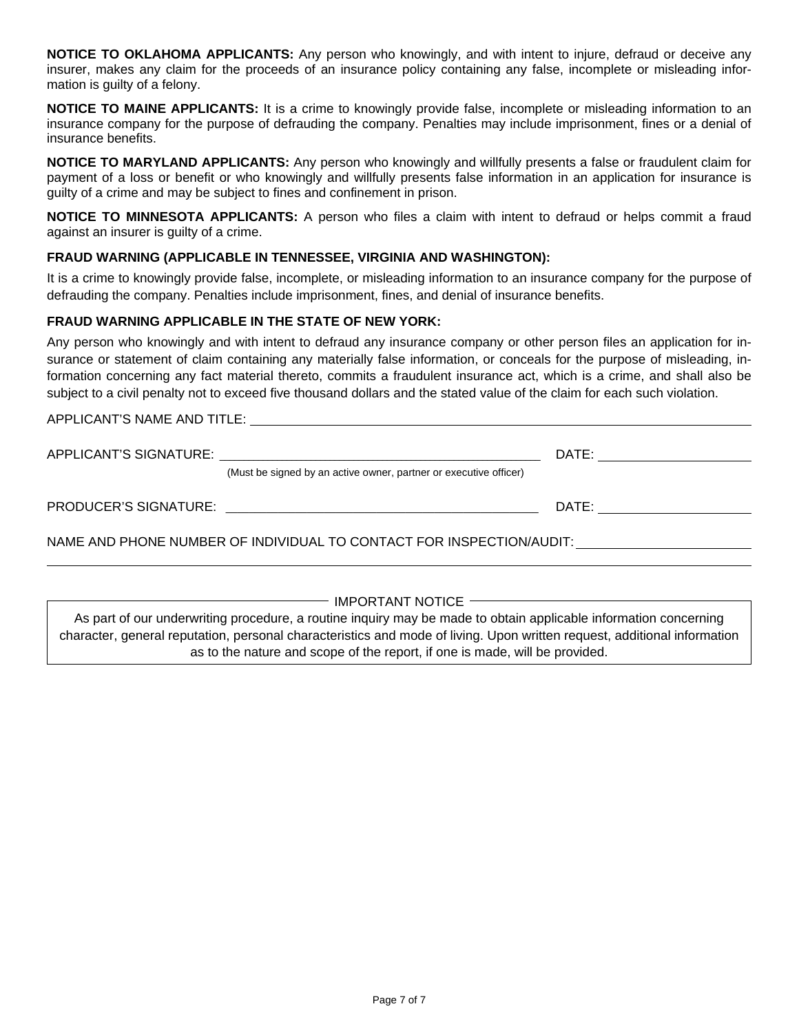**NOTICE TO OKLAHOMA APPLICANTS:** Any person who knowingly, and with intent to injure, defraud or deceive any insurer, makes any claim for the proceeds of an insurance policy containing any false, incomplete or misleading information is guilty of a felony.

**NOTICE TO MAINE APPLICANTS:** It is a crime to knowingly provide false, incomplete or misleading information to an insurance company for the purpose of defrauding the company. Penalties may include imprisonment, fines or a denial of insurance benefits.

**NOTICE TO MARYLAND APPLICANTS:** Any person who knowingly and willfully presents a false or fraudulent claim for payment of a loss or benefit or who knowingly and willfully presents false information in an application for insurance is guilty of a crime and may be subject to fines and confinement in prison.

**NOTICE TO MINNESOTA APPLICANTS:** A person who files a claim with intent to defraud or helps commit a fraud against an insurer is guilty of a crime.

**FRAUD WARNING (APPLICABLE IN TENNESSEE, VIRGINIA AND WASHINGTON):**

It is a crime to knowingly provide false, incomplete, or misleading information to an insurance company for the purpose of defrauding the company. Penalties include imprisonment, fines, and denial of insurance benefits.

**FRAUD WARNING APPLICABLE IN THE STATE OF NEW YORK:**

Any person who knowingly and with intent to defraud any insurance company or other person files an application for insurance or statement of claim containing any materially false information, or conceals for the purpose of misleading, information concerning any fact material thereto, commits a fraudulent insurance act, which is a crime, and shall also be subject to a civil penalty not to exceed five thousand dollars and the stated value of the claim for each such violation.

APPLICANT'S NAME AND TITLE: ______________________________

APPLICANT'S SIGNATURE: ______________________________ DATE: ______________
(Must be signed by an active owner, partner or executive officer)

PRODUCER'S SIGNATURE: ______________________________ DATE: ______________

NAME AND PHONE NUMBER OF INDIVIDUAL TO CONTACT FOR INSPECTION/AUDIT: ______________

______________________________________________________________

IMPORTANT NOTICE

As part of our underwriting procedure, a routine inquiry may be made to obtain applicable information concerning character, general reputation, personal characteristics and mode of living. Upon written request, additional information as to the nature and scope of the report, if one is made, will be provided.